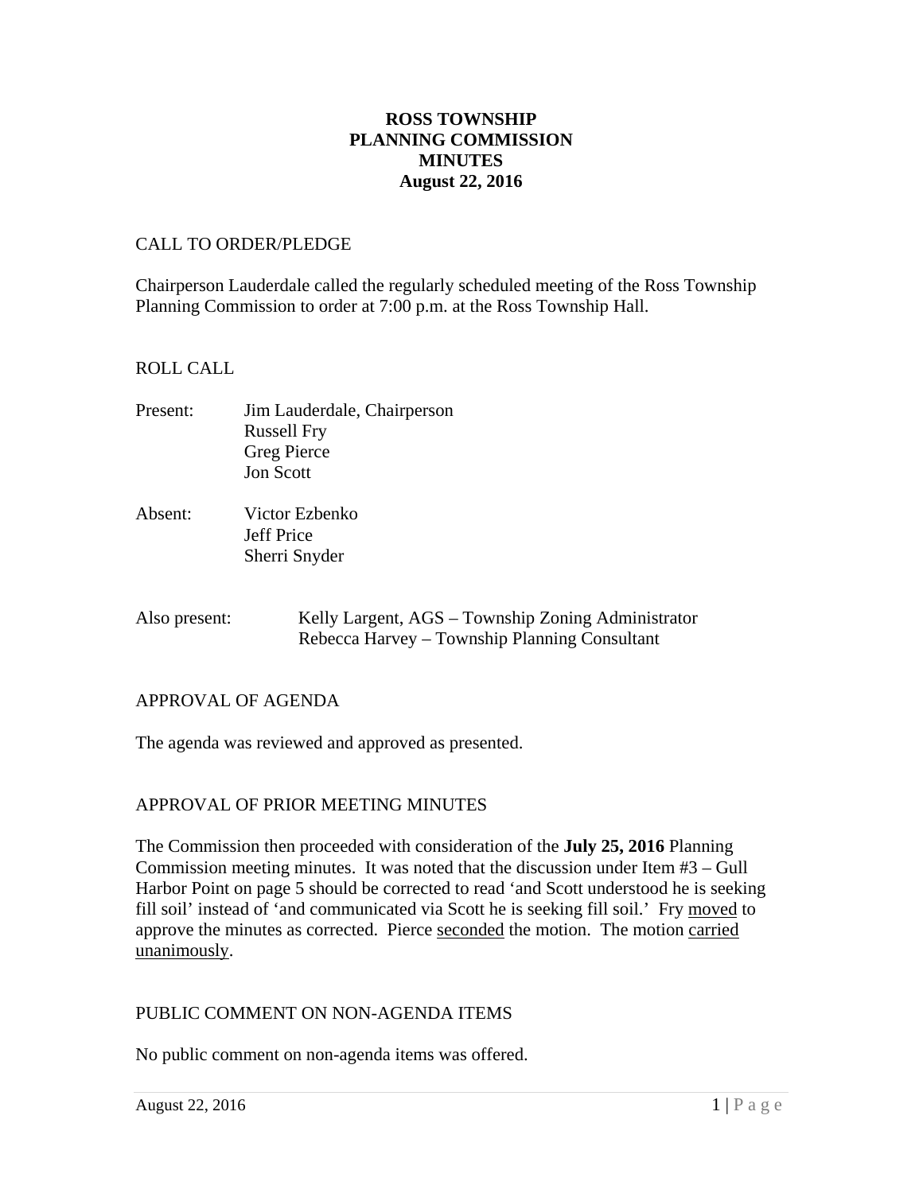# ROSS TOWNSHIP
# PLANNING COMMISSION
# MINUTES
# August 22, 2016

## CALL TO ORDER/PLEDGE

Chairperson Lauderdale called the regularly scheduled meeting of the Ross Township Planning Commission to order at 7:00 p.m. at the Ross Township Hall.

## ROLL CALL

Present: Jim Lauderdale, Chairperson
Russell Fry
Greg Pierce
Jon Scott

Absent: Victor Ezbenko
Jeff Price
Sherri Snyder

Also present: Kelly Largent, AGS – Township Zoning Administrator
Rebecca Harvey – Township Planning Consultant

## APPROVAL OF AGENDA

The agenda was reviewed and approved as presented.

## APPROVAL OF PRIOR MEETING MINUTES

The Commission then proceeded with consideration of the **July 25, 2016** Planning Commission meeting minutes. It was noted that the discussion under Item #3 – Gull Harbor Point on page 5 should be corrected to read 'and Scott understood he is seeking fill soil' instead of 'and communicated via Scott he is seeking fill soil.' Fry moved to approve the minutes as corrected. Pierce seconded the motion. The motion carried unanimously.

## PUBLIC COMMENT ON NON-AGENDA ITEMS

No public comment on non-agenda items was offered.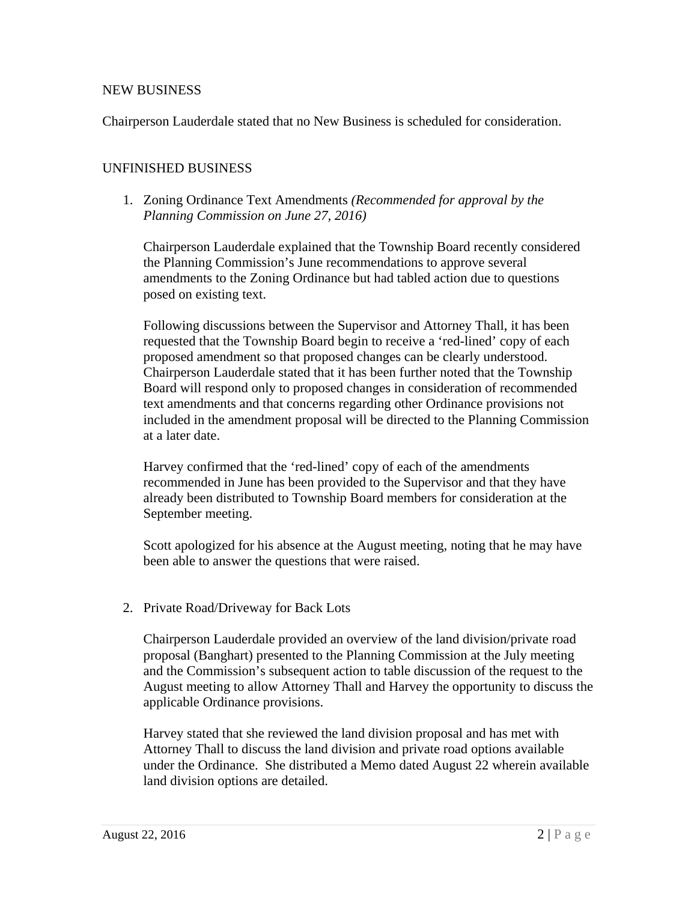## NEW BUSINESS

Chairperson Lauderdale stated that no New Business is scheduled for consideration.

## UNFINISHED BUSINESS

1. Zoning Ordinance Text Amendments *(Recommended for approval by the Planning Commission on June 27, 2016)*

   Chairperson Lauderdale explained that the Township Board recently considered the Planning Commission's June recommendations to approve several amendments to the Zoning Ordinance but had tabled action due to questions posed on existing text.

   Following discussions between the Supervisor and Attorney Thall, it has been requested that the Township Board begin to receive a 'red-lined' copy of each proposed amendment so that proposed changes can be clearly understood. Chairperson Lauderdale stated that it has been further noted that the Township Board will respond only to proposed changes in consideration of recommended text amendments and that concerns regarding other Ordinance provisions not included in the amendment proposal will be directed to the Planning Commission at a later date.

   Harvey confirmed that the 'red-lined' copy of each of the amendments recommended in June has been provided to the Supervisor and that they have already been distributed to Township Board members for consideration at the September meeting.

   Scott apologized for his absence at the August meeting, noting that he may have been able to answer the questions that were raised.

2. Private Road/Driveway for Back Lots

   Chairperson Lauderdale provided an overview of the land division/private road proposal (Banghart) presented to the Planning Commission at the July meeting and the Commission's subsequent action to table discussion of the request to the August meeting to allow Attorney Thall and Harvey the opportunity to discuss the applicable Ordinance provisions.

   Harvey stated that she reviewed the land division proposal and has met with Attorney Thall to discuss the land division and private road options available under the Ordinance. She distributed a Memo dated August 22 wherein available land division options are detailed.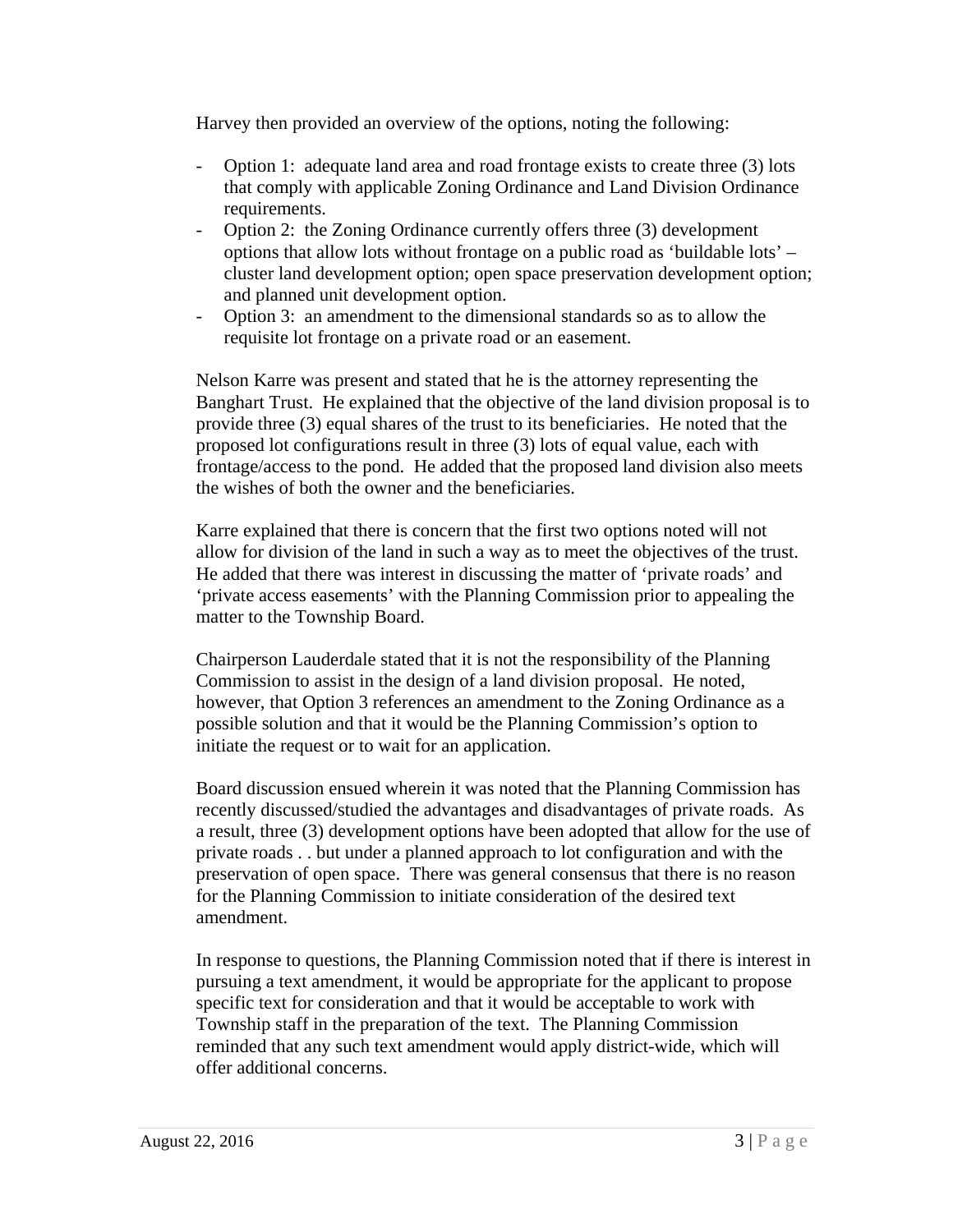Harvey then provided an overview of the options, noting the following:

- Option 1: adequate land area and road frontage exists to create three (3) lots that comply with applicable Zoning Ordinance and Land Division Ordinance requirements.
- Option 2: the Zoning Ordinance currently offers three (3) development options that allow lots without frontage on a public road as 'buildable lots' – cluster land development option; open space preservation development option; and planned unit development option.
- Option 3: an amendment to the dimensional standards so as to allow the requisite lot frontage on a private road or an easement.

Nelson Karre was present and stated that he is the attorney representing the Banghart Trust. He explained that the objective of the land division proposal is to provide three (3) equal shares of the trust to its beneficiaries. He noted that the proposed lot configurations result in three (3) lots of equal value, each with frontage/access to the pond. He added that the proposed land division also meets the wishes of both the owner and the beneficiaries.

Karre explained that there is concern that the first two options noted will not allow for division of the land in such a way as to meet the objectives of the trust. He added that there was interest in discussing the matter of 'private roads' and 'private access easements' with the Planning Commission prior to appealing the matter to the Township Board.

Chairperson Lauderdale stated that it is not the responsibility of the Planning Commission to assist in the design of a land division proposal. He noted, however, that Option 3 references an amendment to the Zoning Ordinance as a possible solution and that it would be the Planning Commission's option to initiate the request or to wait for an application.

Board discussion ensued wherein it was noted that the Planning Commission has recently discussed/studied the advantages and disadvantages of private roads. As a result, three (3) development options have been adopted that allow for the use of private roads . . but under a planned approach to lot configuration and with the preservation of open space. There was general consensus that there is no reason for the Planning Commission to initiate consideration of the desired text amendment.

In response to questions, the Planning Commission noted that if there is interest in pursuing a text amendment, it would be appropriate for the applicant to propose specific text for consideration and that it would be acceptable to work with Township staff in the preparation of the text. The Planning Commission reminded that any such text amendment would apply district-wide, which will offer additional concerns.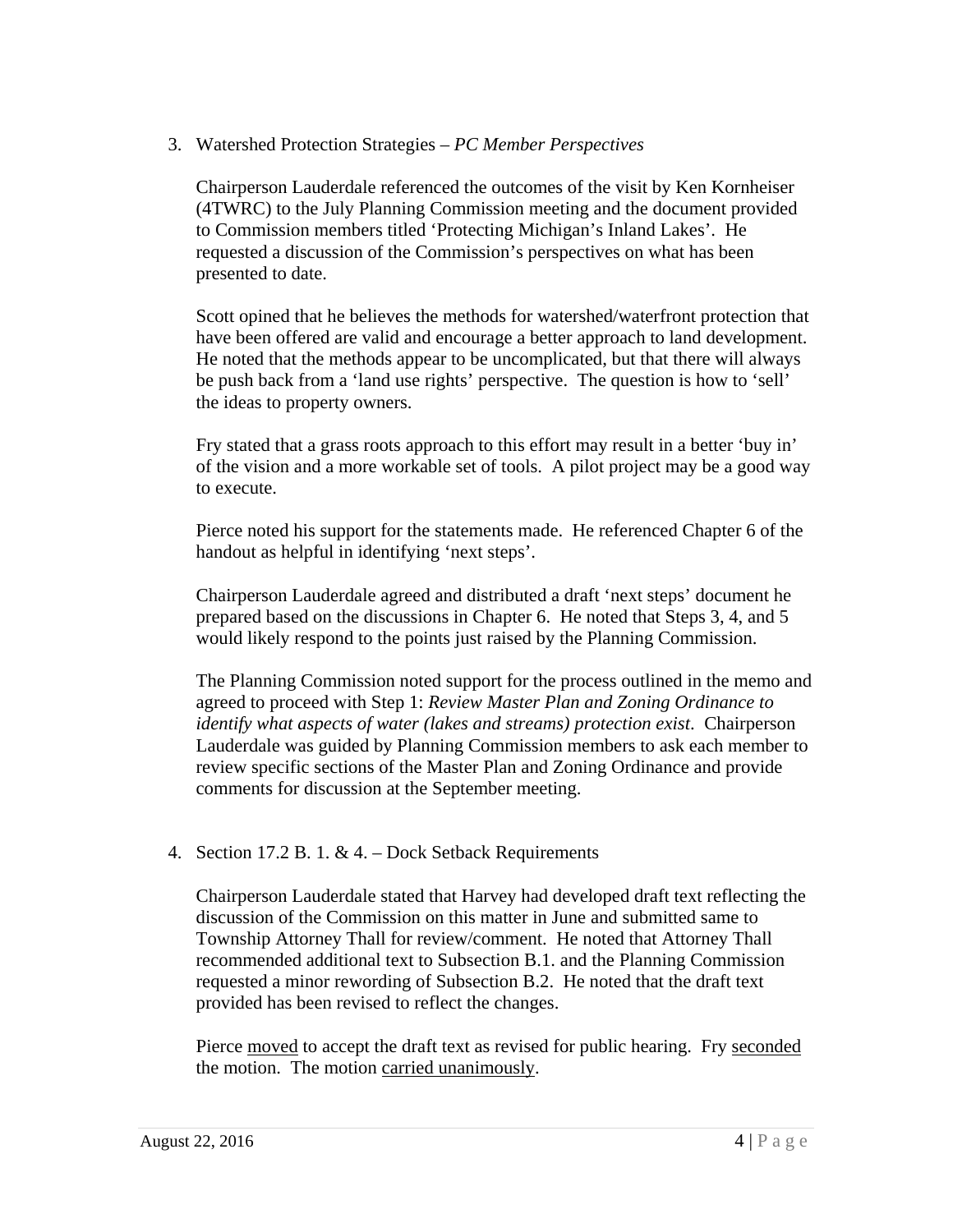3. Watershed Protection Strategies – *PC Member Perspectives*

   Chairperson Lauderdale referenced the outcomes of the visit by Ken Kornheiser (4TWRC) to the July Planning Commission meeting and the document provided to Commission members titled 'Protecting Michigan's Inland Lakes'. He requested a discussion of the Commission's perspectives on what has been presented to date.

   Scott opined that he believes the methods for watershed/waterfront protection that have been offered are valid and encourage a better approach to land development. He noted that the methods appear to be uncomplicated, but that there will always be push back from a 'land use rights' perspective. The question is how to 'sell' the ideas to property owners.

   Fry stated that a grass roots approach to this effort may result in a better 'buy in' of the vision and a more workable set of tools. A pilot project may be a good way to execute.

   Pierce noted his support for the statements made. He referenced Chapter 6 of the handout as helpful in identifying 'next steps'.

   Chairperson Lauderdale agreed and distributed a draft 'next steps' document he prepared based on the discussions in Chapter 6. He noted that Steps 3, 4, and 5 would likely respond to the points just raised by the Planning Commission.

   The Planning Commission noted support for the process outlined in the memo and agreed to proceed with Step 1: *Review Master Plan and Zoning Ordinance to identify what aspects of water (lakes and streams) protection exist*. Chairperson Lauderdale was guided by Planning Commission members to ask each member to review specific sections of the Master Plan and Zoning Ordinance and provide comments for discussion at the September meeting.

4. Section 17.2 B. 1. & 4. – Dock Setback Requirements

   Chairperson Lauderdale stated that Harvey had developed draft text reflecting the discussion of the Commission on this matter in June and submitted same to Township Attorney Thall for review/comment. He noted that Attorney Thall recommended additional text to Subsection B.1. and the Planning Commission requested a minor rewording of Subsection B.2. He noted that the draft text provided has been revised to reflect the changes.

   Pierce moved to accept the draft text as revised for public hearing. Fry seconded the motion. The motion carried unanimously.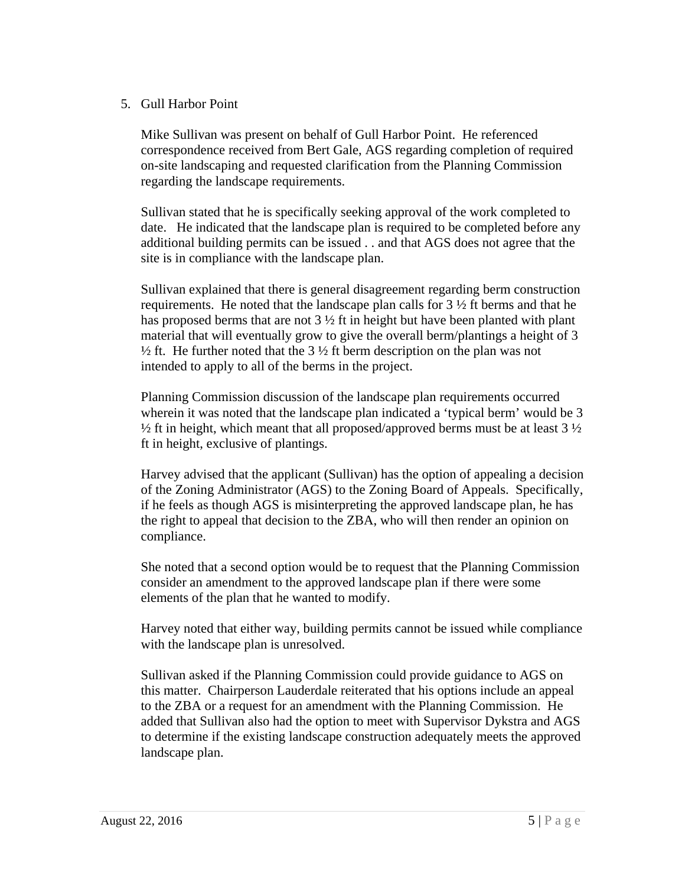5. Gull Harbor Point

   Mike Sullivan was present on behalf of Gull Harbor Point. He referenced correspondence received from Bert Gale, AGS regarding completion of required on-site landscaping and requested clarification from the Planning Commission regarding the landscape requirements.

   Sullivan stated that he is specifically seeking approval of the work completed to date. He indicated that the landscape plan is required to be completed before any additional building permits can be issued . . and that AGS does not agree that the site is in compliance with the landscape plan.

   Sullivan explained that there is general disagreement regarding berm construction requirements. He noted that the landscape plan calls for 3 ½ ft berms and that he has proposed berms that are not 3 ½ ft in height but have been planted with plant material that will eventually grow to give the overall berm/plantings a height of 3 ½ ft. He further noted that the 3 ½ ft berm description on the plan was not intended to apply to all of the berms in the project.

   Planning Commission discussion of the landscape plan requirements occurred wherein it was noted that the landscape plan indicated a 'typical berm' would be 3 ½ ft in height, which meant that all proposed/approved berms must be at least 3 ½ ft in height, exclusive of plantings.

   Harvey advised that the applicant (Sullivan) has the option of appealing a decision of the Zoning Administrator (AGS) to the Zoning Board of Appeals. Specifically, if he feels as though AGS is misinterpreting the approved landscape plan, he has the right to appeal that decision to the ZBA, who will then render an opinion on compliance.

   She noted that a second option would be to request that the Planning Commission consider an amendment to the approved landscape plan if there were some elements of the plan that he wanted to modify.

   Harvey noted that either way, building permits cannot be issued while compliance with the landscape plan is unresolved.

   Sullivan asked if the Planning Commission could provide guidance to AGS on this matter. Chairperson Lauderdale reiterated that his options include an appeal to the ZBA or a request for an amendment with the Planning Commission. He added that Sullivan also had the option to meet with Supervisor Dykstra and AGS to determine if the existing landscape construction adequately meets the approved landscape plan.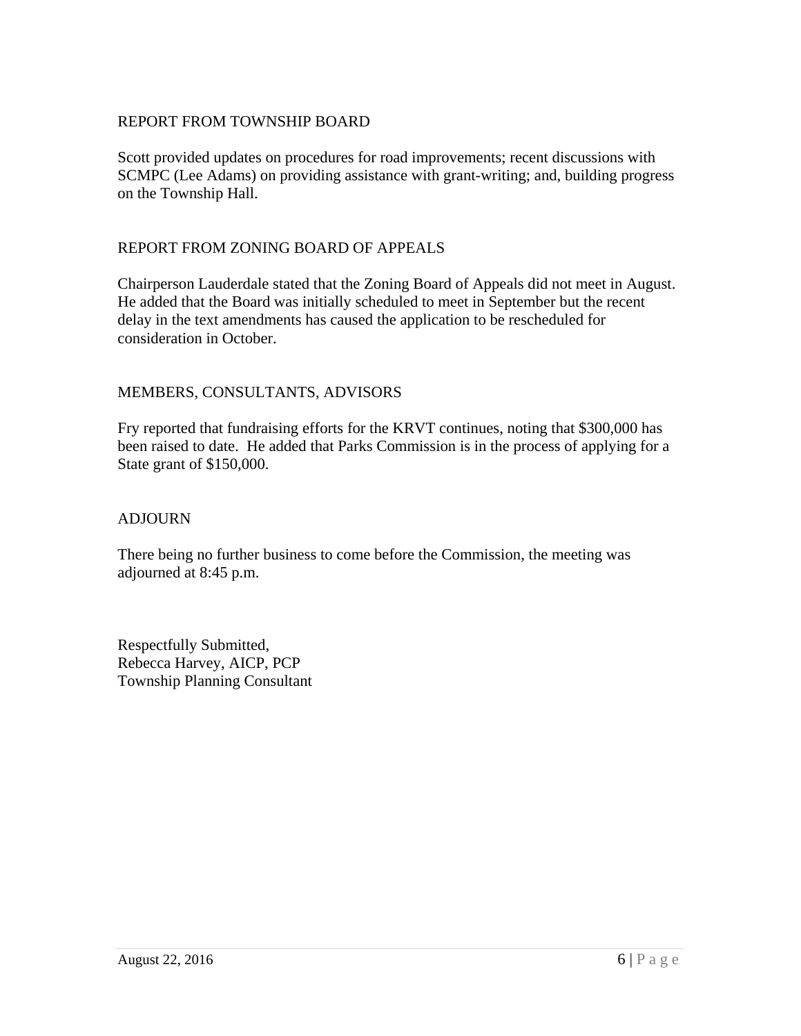## REPORT FROM TOWNSHIP BOARD

Scott provided updates on procedures for road improvements; recent discussions with SCMPC (Lee Adams) on providing assistance with grant-writing; and, building progress on the Township Hall.

## REPORT FROM ZONING BOARD OF APPEALS

Chairperson Lauderdale stated that the Zoning Board of Appeals did not meet in August. He added that the Board was initially scheduled to meet in September but the recent delay in the text amendments has caused the application to be rescheduled for consideration in October.

## MEMBERS, CONSULTANTS, ADVISORS

Fry reported that fundraising efforts for the KRVT continues, noting that $300,000 has been raised to date. He added that Parks Commission is in the process of applying for a State grant of $150,000.

## ADJOURN

There being no further business to come before the Commission, the meeting was adjourned at 8:45 p.m.

Respectfully Submitted,
Rebecca Harvey, AICP, PCP
Township Planning Consultant